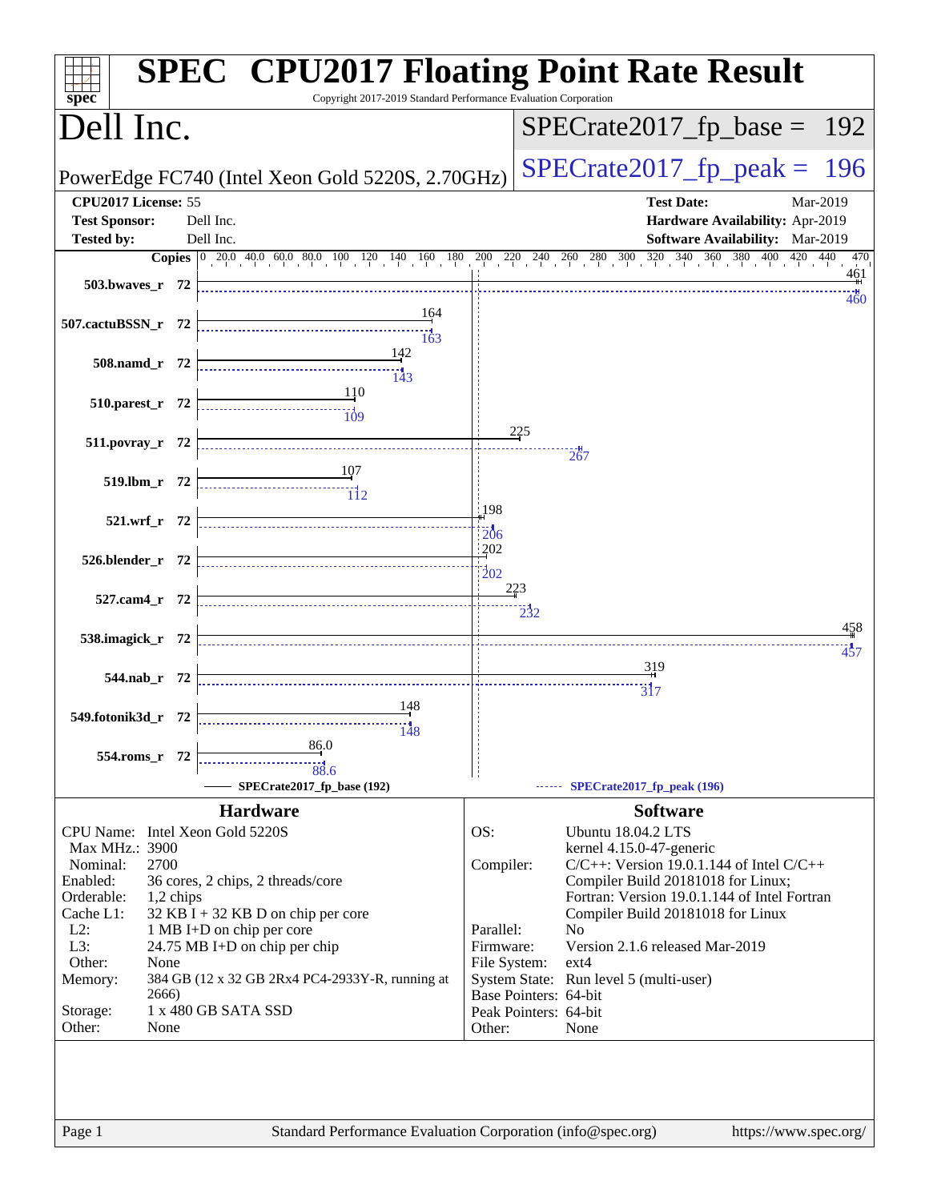# SPEC CPU2017 Floating Point Rate Result

Copyright 2017-2019 Standard Performance Evaluation Corporation

## Dell Inc.

PowerEdge FC740 (Intel Xeon Gold 5220S, 2.70GHz)

**SPECrate2017_fp_base = 192**

**SPECrate2017_fp_peak = 196**

| | | | |
|---|---|---|---|
| **CPU2017 License:** | 55 | **Test Date:** | Mar-2019 |
| **Test Sponsor:** | Dell Inc. | **Hardware Availability:** | Apr-2019 |
| **Tested by:** | Dell Inc. | **Software Availability:** | Mar-2019 |

| Benchmark | Copies | Base | Peak |
|---|---|---|---|
| 503.bwaves_r | 72 | 461 | 460 |
| 507.cactuBSSN_r | 72 | 164 | 163 |
| 508.namd_r | 72 | 142 | 143 |
| 510.parest_r | 72 | 110 | 109 |
| 511.povray_r | 72 | 225 | 267 |
| 519.lbm_r | 72 | 107 | 112 |
| 521.wrf_r | 72 | 198 | 206 |
| 526.blender_r | 72 | 202 | 202 |
| 527.cam4_r | 72 | 223 | 232 |
| 538.imagick_r | 72 | 458 | 457 |
| 544.nab_r | 72 | 319 | 317 |
| 549.fotonik3d_r | 72 | 148 | 148 |
| 554.roms_r | 72 | 86.0 | 88.6 |

SPECrate2017_fp_base (192) — SPECrate2017_fp_peak (196)

## Hardware

| | |
|---|---|
| CPU Name: | Intel Xeon Gold 5220S |
| Max MHz.: | 3900 |
| Nominal: | 2700 |
| Enabled: | 36 cores, 2 chips, 2 threads/core |
| Orderable: | 1,2 chips |
| Cache L1: | 32 KB I + 32 KB D on chip per core |
| L2: | 1 MB I+D on chip per core |
| L3: | 24.75 MB I+D on chip per chip |
| Other: | None |
| Memory: | 384 GB (12 x 32 GB 2Rx4 PC4-2933Y-R, running at 2666) |
| Storage: | 1 x 480 GB SATA SSD |
| Other: | None |

## Software

| | |
|---|---|
| OS: | Ubuntu 18.04.2 LTS<br>kernel 4.15.0-47-generic |
| Compiler: | C/C++: Version 19.0.1.144 of Intel C/C++ Compiler Build 20181018 for Linux;<br>Fortran: Version 19.0.1.144 of Intel Fortran Compiler Build 20181018 for Linux |
| Parallel: | No |
| Firmware: | Version 2.1.6 released Mar-2019 |
| File System: | ext4 |
| System State: | Run level 5 (multi-user) |
| Base Pointers: | 64-bit |
| Peak Pointers: | 64-bit |
| Other: | None |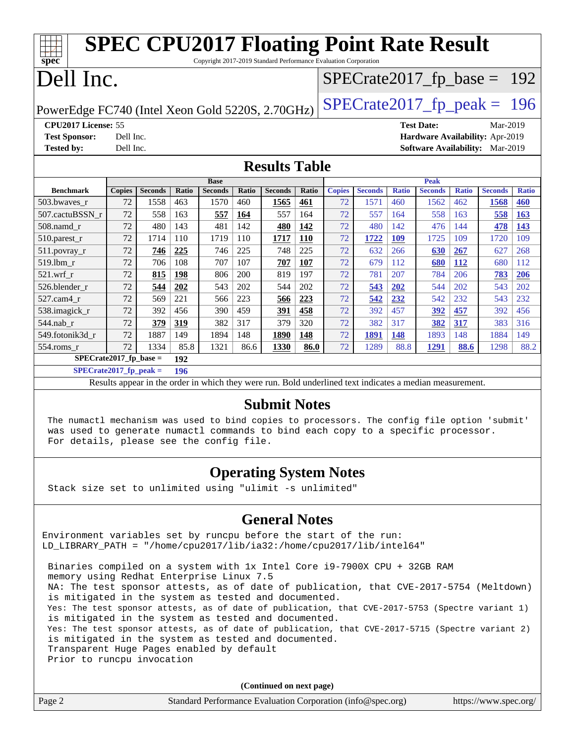# SPEC CPU2017 Floating Point Rate Result

Copyright 2017-2019 Standard Performance Evaluation Corporation

# Dell Inc.

PowerEdge FC740 (Intel Xeon Gold 5220S, 2.70GHz)

SPECrate2017_fp_base = 192

SPECrate2017_fp_peak = 196

**CPU2017 License:** 55
**Test Sponsor:** Dell Inc.
**Tested by:** Dell Inc.

**Test Date:** Mar-2019
**Hardware Availability:** Apr-2019
**Software Availability:** Mar-2019

## Results Table

| Benchmark | Base | | | | | | | Peak | | | | | | |
|---|---|---|---|---|---|---|---|---|---|---|---|---|---|---|
| | Copies | Seconds | Ratio | Seconds | Ratio | Seconds | Ratio | Copies | Seconds | Ratio | Seconds | Ratio | Seconds | Ratio |
| 503.bwaves_r | 72 | 1558 | 463 | 1570 | 460 | **1565** | **461** | 72 | 1571 | 460 | 1562 | 462 | **1568** | **460** |
| 507.cactuBSSN_r | 72 | 558 | 163 | **557** | **164** | 557 | 164 | 72 | 557 | 164 | 558 | 163 | **558** | **163** |
| 508.namd_r | 72 | 480 | 143 | 481 | 142 | **480** | **142** | 72 | 480 | 142 | 476 | 144 | **478** | **143** |
| 510.parest_r | 72 | 1714 | 110 | 1719 | 110 | **1717** | **110** | 72 | **1722** | **109** | 1725 | 109 | 1720 | 109 |
| 511.povray_r | 72 | **746** | **225** | 746 | 225 | 748 | 225 | 72 | 632 | 266 | **630** | **267** | 627 | 268 |
| 519.lbm_r | 72 | 706 | 108 | 707 | 107 | **707** | **107** | 72 | 679 | 112 | **680** | **112** | 680 | 112 |
| 521.wrf_r | 72 | **815** | **198** | 806 | 200 | 819 | 197 | 72 | 781 | 207 | 784 | 206 | **783** | **206** |
| 526.blender_r | 72 | **544** | **202** | 543 | 202 | 544 | 202 | 72 | **543** | **202** | 544 | 202 | 543 | 202 |
| 527.cam4_r | 72 | 569 | 221 | 566 | 223 | **566** | **223** | 72 | **542** | **232** | 542 | 232 | 543 | 232 |
| 538.imagick_r | 72 | 392 | 456 | 390 | 459 | **391** | **458** | 72 | 392 | 457 | **392** | **457** | 392 | 456 |
| 544.nab_r | 72 | **379** | **319** | 382 | 317 | 379 | 320 | 72 | 382 | 317 | **382** | **317** | 383 | 316 |
| 549.fotonik3d_r | 72 | 1887 | 149 | 1894 | 148 | **1890** | **148** | 72 | **1891** | **148** | 1893 | 148 | 1884 | 149 |
| 554.roms_r | 72 | 1334 | 85.8 | 1321 | 86.6 | **1330** | **86.0** | 72 | 1289 | 88.8 | **1291** | **88.6** | 1298 | 88.2 |

**SPECrate2017_fp_base = 192**

**SPECrate2017_fp_peak = 196**

Results appear in the order in which they were run. Bold underlined text indicates a median measurement.

## Submit Notes

```
The numactl mechanism was used to bind copies to processors. The config file option 'submit'
was used to generate numactl commands to bind each copy to a specific processor.
For details, please see the config file.
```

## Operating System Notes

```
Stack size set to unlimited using "ulimit -s unlimited"
```

## General Notes

```
Environment variables set by runcpu before the start of the run:
LD_LIBRARY_PATH = "/home/cpu2017/lib/ia32:/home/cpu2017/lib/intel64"

Binaries compiled on a system with 1x Intel Core i9-7900X CPU + 32GB RAM
memory using Redhat Enterprise Linux 7.5
NA: The test sponsor attests, as of date of publication, that CVE-2017-5754 (Meltdown)
is mitigated in the system as tested and documented.
Yes: The test sponsor attests, as of date of publication, that CVE-2017-5753 (Spectre variant 1)
is mitigated in the system as tested and documented.
Yes: The test sponsor attests, as of date of publication, that CVE-2017-5715 (Spectre variant 2)
is mitigated in the system as tested and documented.
Transparent Huge Pages enabled by default
Prior to runcpu invocation
```

(Continued on next page)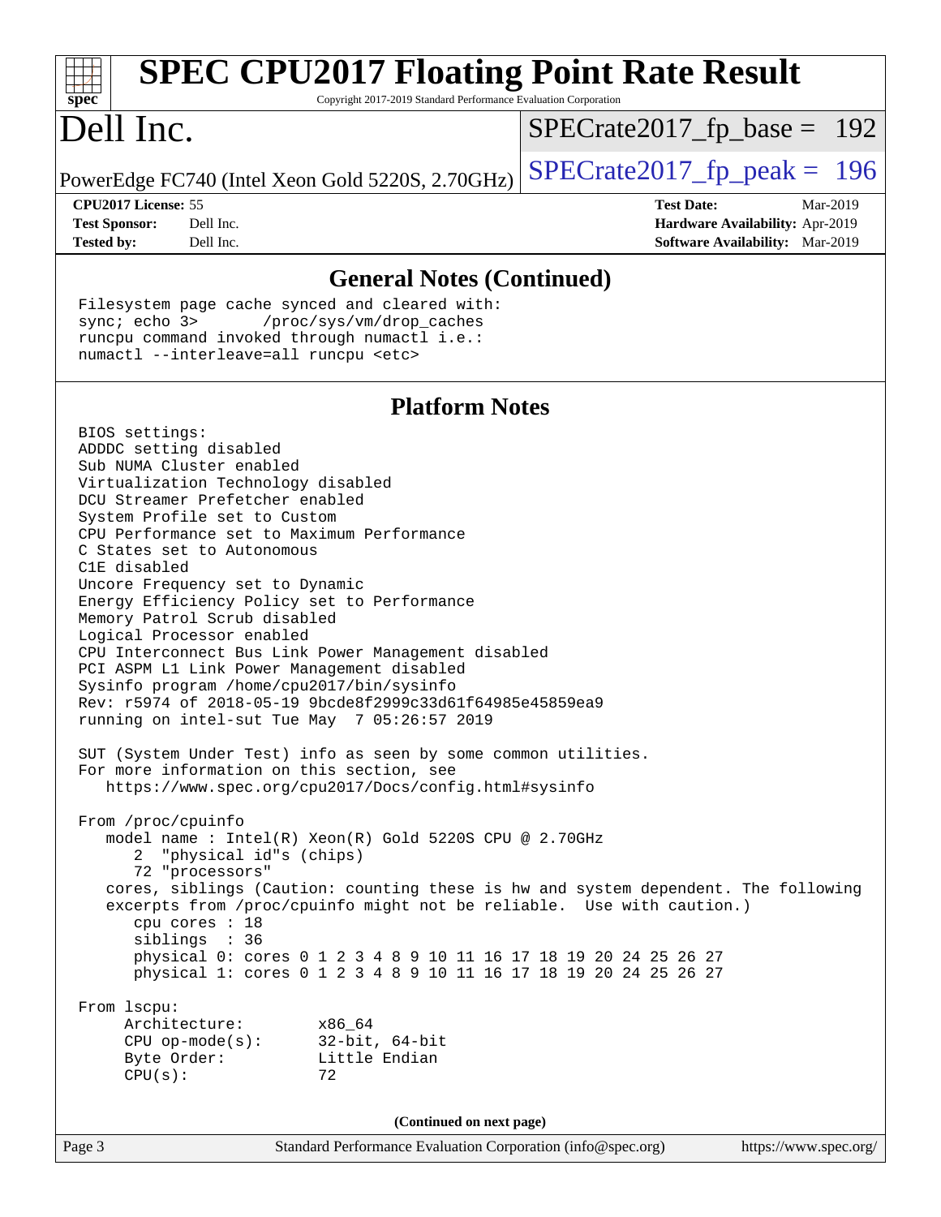## General Notes (Continued)

```
Filesystem page cache synced and cleared with:
sync; echo 3>       /proc/sys/vm/drop_caches
runcpu command invoked through numactl i.e.:
numactl --interleave=all runcpu <etc>
```

## Platform Notes

```
BIOS settings:
ADDDC setting disabled
Sub NUMA Cluster enabled
Virtualization Technology disabled
DCU Streamer Prefetcher enabled
System Profile set to Custom
CPU Performance set to Maximum Performance
C States set to Autonomous
C1E disabled
Uncore Frequency set to Dynamic
Energy Efficiency Policy set to Performance
Memory Patrol Scrub disabled
Logical Processor enabled
CPU Interconnect Bus Link Power Management disabled
PCI ASPM L1 Link Power Management disabled
Sysinfo program /home/cpu2017/bin/sysinfo
Rev: r5974 of 2018-05-19 9bcde8f2999c33d61f64985e45859ea9
running on intel-sut Tue May  7 05:26:57 2019

SUT (System Under Test) info as seen by some common utilities.
For more information on this section, see
   https://www.spec.org/cpu2017/Docs/config.html#sysinfo

From /proc/cpuinfo
   model name : Intel(R) Xeon(R) Gold 5220S CPU @ 2.70GHz
      2  "physical id"s (chips)
      72 "processors"
   cores, siblings (Caution: counting these is hw and system dependent. The following
   excerpts from /proc/cpuinfo might not be reliable.  Use with caution.)
      cpu cores : 18
      siblings  : 36
      physical 0: cores 0 1 2 3 4 8 9 10 11 16 17 18 19 20 24 25 26 27
      physical 1: cores 0 1 2 3 4 8 9 10 11 16 17 18 19 20 24 25 26 27

From lscpu:
     Architecture:        x86_64
     CPU op-mode(s):      32-bit, 64-bit
     Byte Order:          Little Endian
     CPU(s):              72
```

(Continued on next page)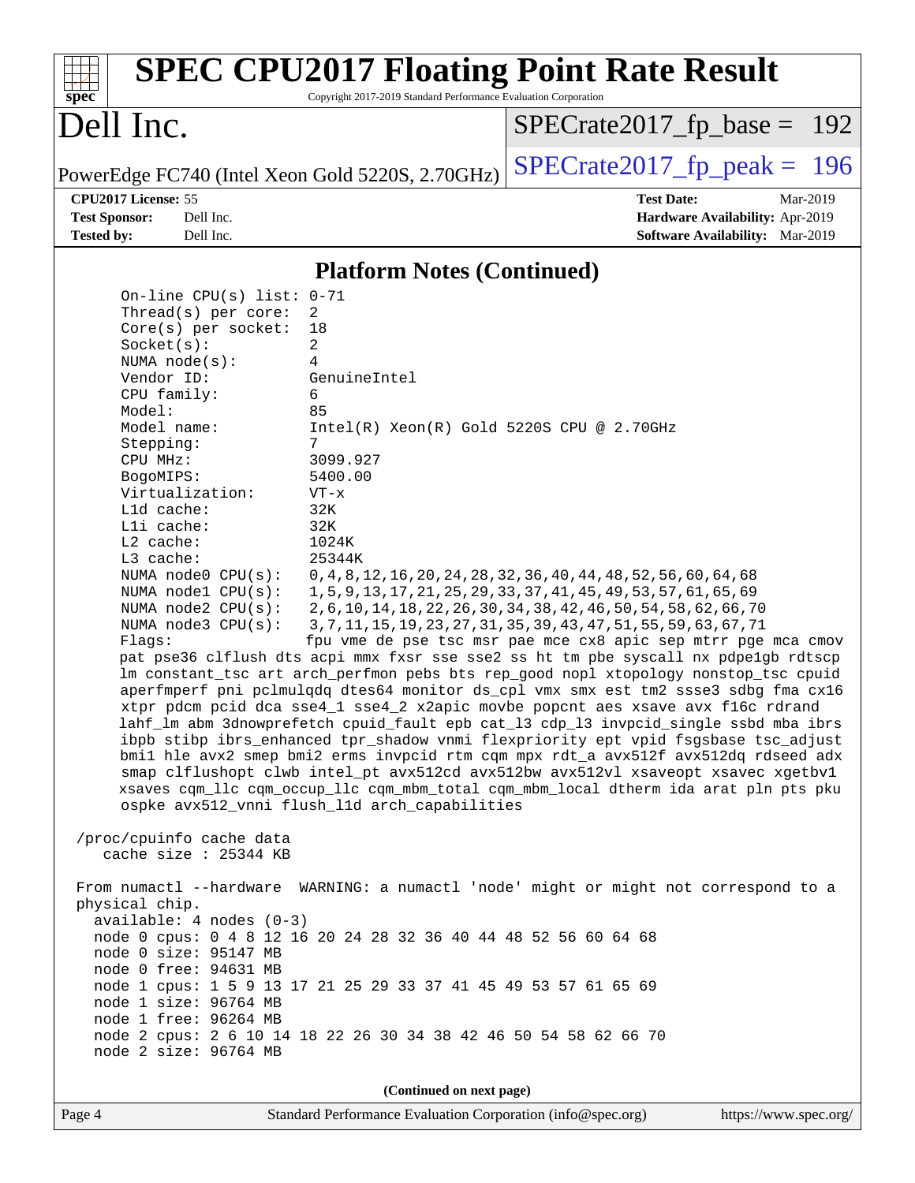## Platform Notes (Continued)

```
On-line CPU(s) list: 0-71
Thread(s) per core:  2
Core(s) per socket:  18
Socket(s):           2
NUMA node(s):        4
Vendor ID:           GenuineIntel
CPU family:          6
Model:               85
Model name:          Intel(R) Xeon(R) Gold 5220S CPU @ 2.70GHz
Stepping:            7
CPU MHz:             3099.927
BogoMIPS:            5400.00
Virtualization:      VT-x
L1d cache:           32K
L1i cache:           32K
L2 cache:            1024K
L3 cache:            25344K
NUMA node0 CPU(s):   0,4,8,12,16,20,24,28,32,36,40,44,48,52,56,60,64,68
NUMA node1 CPU(s):   1,5,9,13,17,21,25,29,33,37,41,45,49,53,57,61,65,69
NUMA node2 CPU(s):   2,6,10,14,18,22,26,30,34,38,42,46,50,54,58,62,66,70
NUMA node3 CPU(s):   3,7,11,15,19,23,27,31,35,39,43,47,51,55,59,63,67,71
Flags:               fpu vme de pse tsc msr pae mce cx8 apic sep mtrr pge mca cmov
pat pse36 clflush dts acpi mmx fxsr sse sse2 ss ht tm pbe syscall nx pdpe1gb rdtscp
lm constant_tsc art arch_perfmon pebs bts rep_good nopl xtopology nonstop_tsc cpuid
aperfmperf pni pclmulqdq dtes64 monitor ds_cpl vmx smx est tm2 ssse3 sdbg fma cx16
xtpr pdcm pcid dca sse4_1 sse4_2 x2apic movbe popcnt aes xsave avx f16c rdrand
lahf_lm abm 3dnowprefetch cpuid_fault epb cat_l3 cdp_l3 invpcid_single ssbd mba ibrs
ibpb stibp ibrs_enhanced tpr_shadow vnmi flexpriority ept vpid fsgsbase tsc_adjust
bmi1 hle avx2 smep bmi2 erms invpcid rtm cqm mpx rdt_a avx512f avx512dq rdseed adx
smap clflushopt clwb intel_pt avx512cd avx512bw avx512vl xsaveopt xsavec xgetbv1
xsaves cqm_llc cqm_occup_llc cqm_mbm_total cqm_mbm_local dtherm ida arat pln pts pku
ospke avx512_vnni flush_l1d arch_capabilities

/proc/cpuinfo cache data
   cache size : 25344 KB

From numactl --hardware  WARNING: a numactl 'node' might or might not correspond to a
physical chip.
  available: 4 nodes (0-3)
  node 0 cpus: 0 4 8 12 16 20 24 28 32 36 40 44 48 52 56 60 64 68
  node 0 size: 95147 MB
  node 0 free: 94631 MB
  node 1 cpus: 1 5 9 13 17 21 25 29 33 37 41 45 49 53 57 61 65 69
  node 1 size: 96764 MB
  node 1 free: 96264 MB
  node 2 cpus: 2 6 10 14 18 22 26 30 34 38 42 46 50 54 58 62 66 70
  node 2 size: 96764 MB
```

**(Continued on next page)**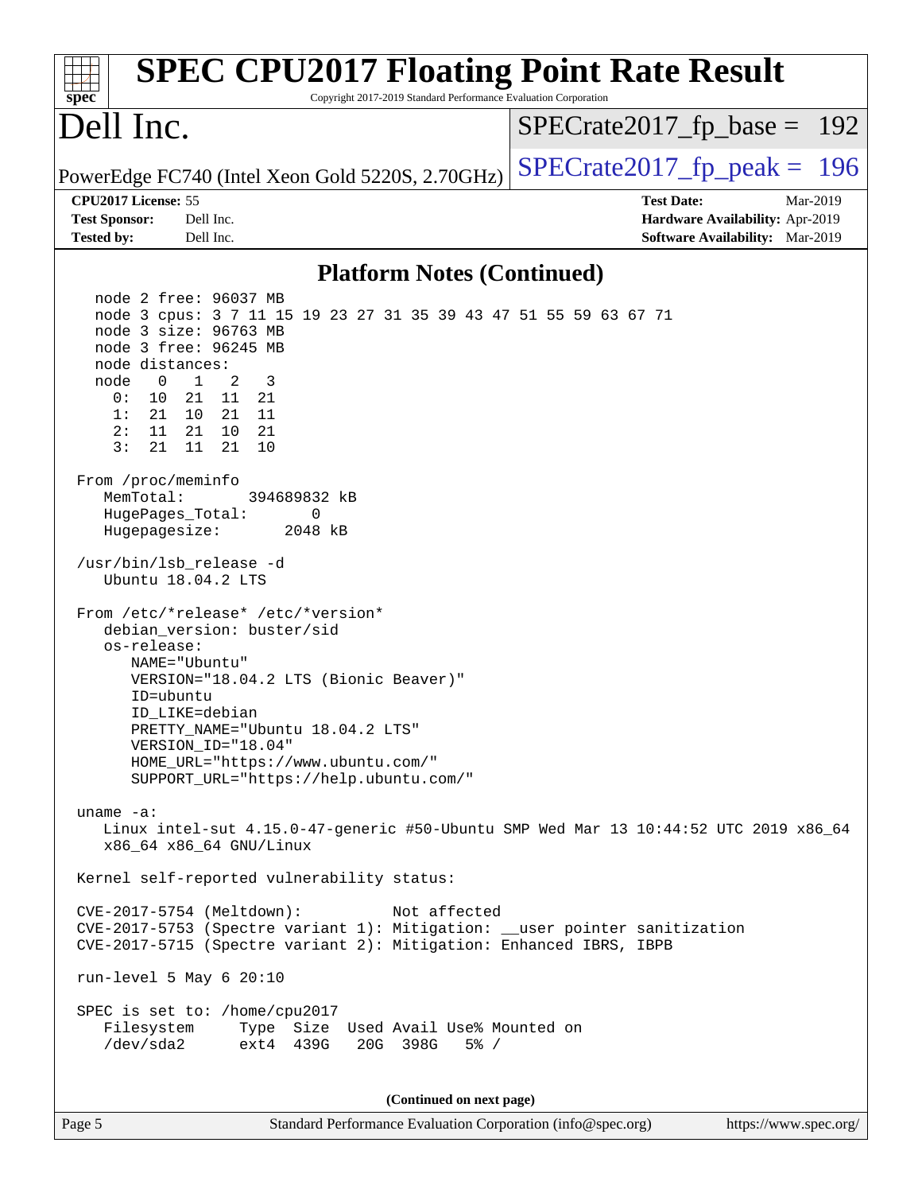## Platform Notes (Continued)

```
   node 2 free: 96037 MB
   node 3 cpus: 3 7 11 15 19 23 27 31 35 39 43 47 51 55 59 63 67 71
   node 3 size: 96763 MB
   node 3 free: 96245 MB
   node distances:
   node   0   1   2   3
     0:  10  21  11  21
     1:  21  10  21  11
     2:  11  21  10  21
     3:  21  11  21  10

 From /proc/meminfo
    MemTotal:       394689832 kB
    HugePages_Total:       0
    Hugepagesize:       2048 kB

 /usr/bin/lsb_release -d
    Ubuntu 18.04.2 LTS

 From /etc/*release* /etc/*version*
    debian_version: buster/sid
    os-release:
       NAME="Ubuntu"
       VERSION="18.04.2 LTS (Bionic Beaver)"
       ID=ubuntu
       ID_LIKE=debian
       PRETTY_NAME="Ubuntu 18.04.2 LTS"
       VERSION_ID="18.04"
       HOME_URL="https://www.ubuntu.com/"
       SUPPORT_URL="https://help.ubuntu.com/"

 uname -a:
    Linux intel-sut 4.15.0-47-generic #50-Ubuntu SMP Wed Mar 13 10:44:52 UTC 2019 x86_64
    x86_64 x86_64 GNU/Linux

 Kernel self-reported vulnerability status:

 CVE-2017-5754 (Meltdown):          Not affected
 CVE-2017-5753 (Spectre variant 1): Mitigation: __user pointer sanitization
 CVE-2017-5715 (Spectre variant 2): Mitigation: Enhanced IBRS, IBPB

 run-level 5 May 6 20:10

 SPEC is set to: /home/cpu2017
    Filesystem     Type  Size  Used Avail Use% Mounted on
    /dev/sda2      ext4  439G   20G  398G   5% /
```

(Continued on next page)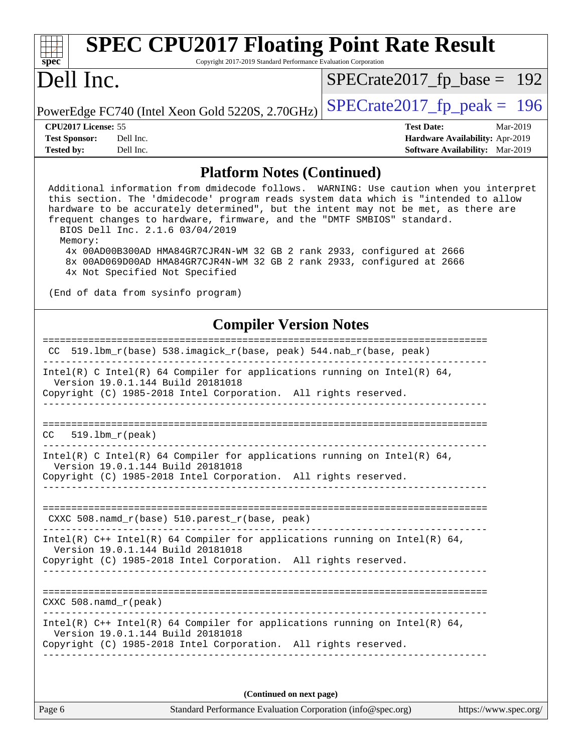## Platform Notes (Continued)

```
Additional information from dmidecode follows.  WARNING: Use caution when you interpret
this section. The 'dmidecode' program reads system data which is "intended to allow
hardware to be accurately determined", but the intent may not be met, as there are
frequent changes to hardware, firmware, and the "DMTF SMBIOS" standard.
  BIOS Dell Inc. 2.1.6 03/04/2019
  Memory:
   4x 00AD00B300AD HMA84GR7CJR4N-WM 32 GB 2 rank 2933, configured at 2666
   8x 00AD069D00AD HMA84GR7CJR4N-WM 32 GB 2 rank 2933, configured at 2666
   4x Not Specified Not Specified

(End of data from sysinfo program)
```

## Compiler Version Notes

```
==============================================================================
 CC  519.lbm_r(base) 538.imagick_r(base, peak) 544.nab_r(base, peak)
------------------------------------------------------------------------------
Intel(R) C Intel(R) 64 Compiler for applications running on Intel(R) 64,
  Version 19.0.1.144 Build 20181018
Copyright (C) 1985-2018 Intel Corporation.  All rights reserved.
------------------------------------------------------------------------------

==============================================================================
CC   519.lbm_r(peak)
------------------------------------------------------------------------------
Intel(R) C Intel(R) 64 Compiler for applications running on Intel(R) 64,
  Version 19.0.1.144 Build 20181018
Copyright (C) 1985-2018 Intel Corporation.  All rights reserved.
------------------------------------------------------------------------------

==============================================================================
 CXXC 508.namd_r(base) 510.parest_r(base, peak)
------------------------------------------------------------------------------
Intel(R) C++ Intel(R) 64 Compiler for applications running on Intel(R) 64,
  Version 19.0.1.144 Build 20181018
Copyright (C) 1985-2018 Intel Corporation.  All rights reserved.
------------------------------------------------------------------------------

==============================================================================
CXXC 508.namd_r(peak)
------------------------------------------------------------------------------
Intel(R) C++ Intel(R) 64 Compiler for applications running on Intel(R) 64,
  Version 19.0.1.144 Build 20181018
Copyright (C) 1985-2018 Intel Corporation.  All rights reserved.
------------------------------------------------------------------------------
```

**(Continued on next page)**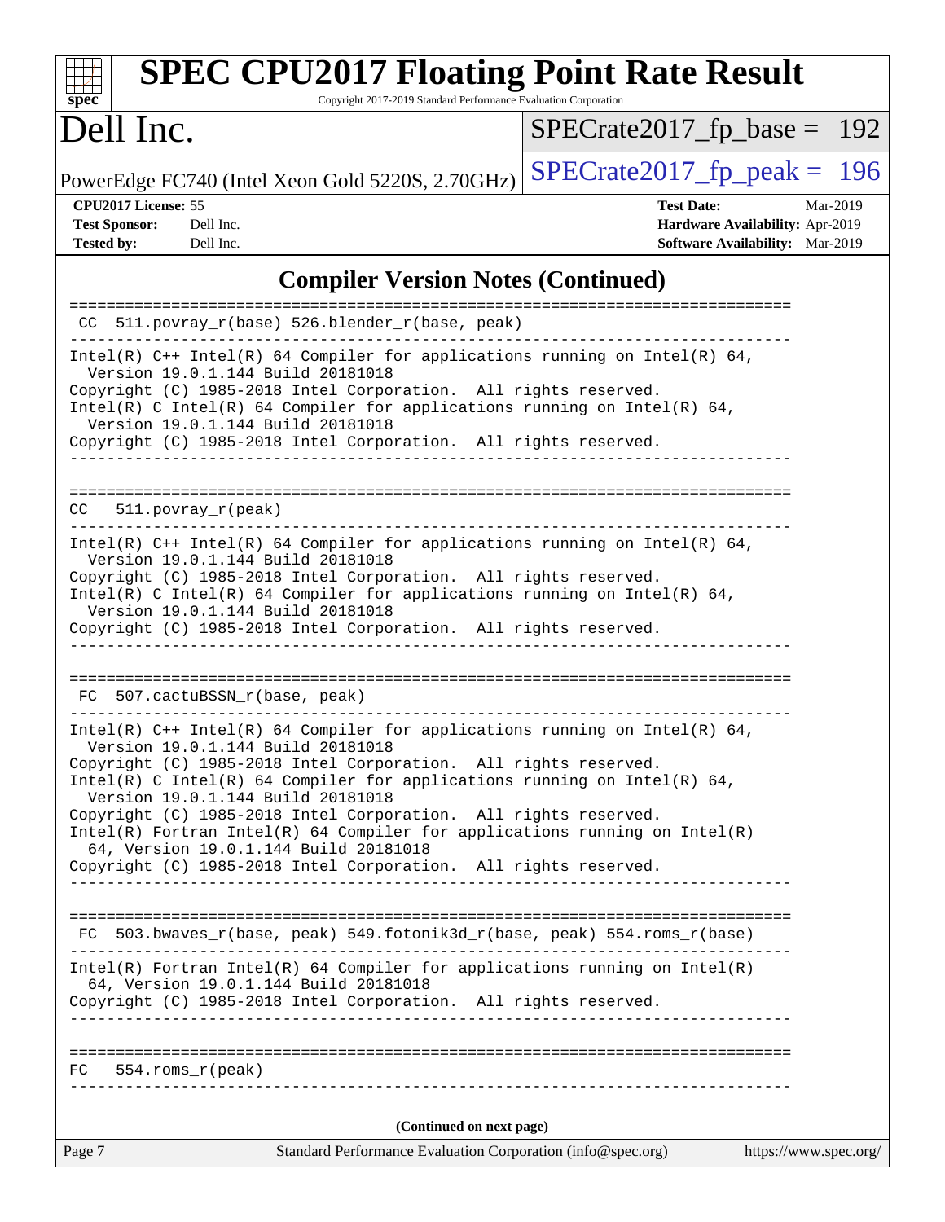## Compiler Version Notes (Continued)

```
==============================================================================
 CC  511.povray_r(base) 526.blender_r(base, peak)
------------------------------------------------------------------------------
Intel(R) C++ Intel(R) 64 Compiler for applications running on Intel(R) 64,
  Version 19.0.1.144 Build 20181018
Copyright (C) 1985-2018 Intel Corporation.  All rights reserved.
Intel(R) C Intel(R) 64 Compiler for applications running on Intel(R) 64,
  Version 19.0.1.144 Build 20181018
Copyright (C) 1985-2018 Intel Corporation.  All rights reserved.
------------------------------------------------------------------------------

==============================================================================
 CC  511.povray_r(peak)
------------------------------------------------------------------------------
Intel(R) C++ Intel(R) 64 Compiler for applications running on Intel(R) 64,
  Version 19.0.1.144 Build 20181018
Copyright (C) 1985-2018 Intel Corporation.  All rights reserved.
Intel(R) C Intel(R) 64 Compiler for applications running on Intel(R) 64,
  Version 19.0.1.144 Build 20181018
Copyright (C) 1985-2018 Intel Corporation.  All rights reserved.
------------------------------------------------------------------------------

==============================================================================
 FC  507.cactuBSSN_r(base, peak)
------------------------------------------------------------------------------
Intel(R) C++ Intel(R) 64 Compiler for applications running on Intel(R) 64,
  Version 19.0.1.144 Build 20181018
Copyright (C) 1985-2018 Intel Corporation.  All rights reserved.
Intel(R) C Intel(R) 64 Compiler for applications running on Intel(R) 64,
  Version 19.0.1.144 Build 20181018
Copyright (C) 1985-2018 Intel Corporation.  All rights reserved.
Intel(R) Fortran Intel(R) 64 Compiler for applications running on Intel(R)
  64, Version 19.0.1.144 Build 20181018
Copyright (C) 1985-2018 Intel Corporation.  All rights reserved.
------------------------------------------------------------------------------

==============================================================================
 FC  503.bwaves_r(base, peak) 549.fotonik3d_r(base, peak) 554.roms_r(base)
------------------------------------------------------------------------------
Intel(R) Fortran Intel(R) 64 Compiler for applications running on Intel(R)
  64, Version 19.0.1.144 Build 20181018
Copyright (C) 1985-2018 Intel Corporation.  All rights reserved.
------------------------------------------------------------------------------

==============================================================================
 FC  554.roms_r(peak)
------------------------------------------------------------------------------
```

**(Continued on next page)**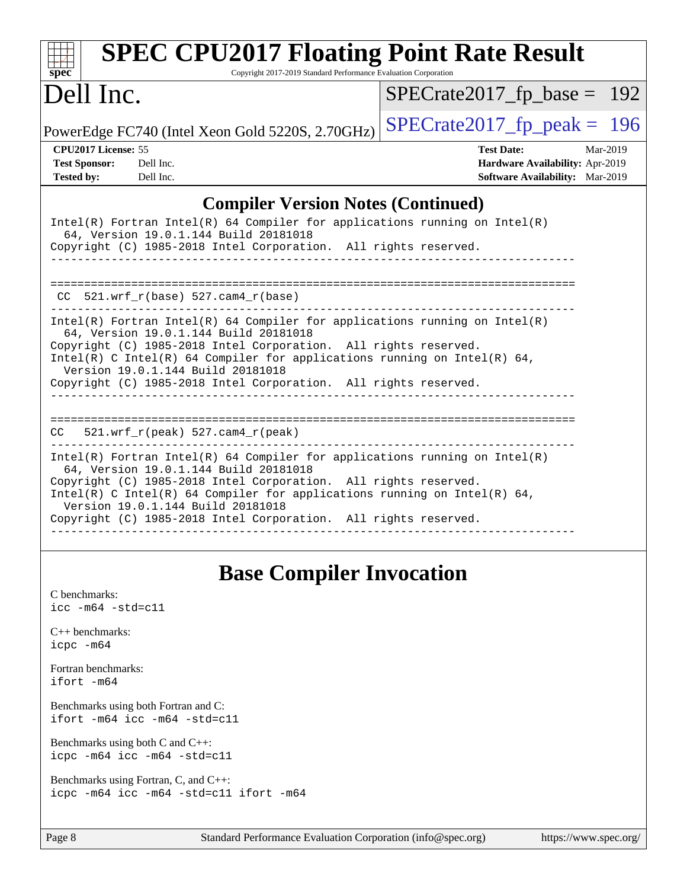## Compiler Version Notes (Continued)

```
Intel(R) Fortran Intel(R) 64 Compiler for applications running on Intel(R)
  64, Version 19.0.1.144 Build 20181018
Copyright (C) 1985-2018 Intel Corporation.  All rights reserved.
------------------------------------------------------------------------------

==============================================================================
 CC  521.wrf_r(base) 527.cam4_r(base)
------------------------------------------------------------------------------
Intel(R) Fortran Intel(R) 64 Compiler for applications running on Intel(R)
  64, Version 19.0.1.144 Build 20181018
Copyright (C) 1985-2018 Intel Corporation.  All rights reserved.
Intel(R) C Intel(R) 64 Compiler for applications running on Intel(R) 64,
  Version 19.0.1.144 Build 20181018
Copyright (C) 1985-2018 Intel Corporation.  All rights reserved.
------------------------------------------------------------------------------

==============================================================================
CC   521.wrf_r(peak) 527.cam4_r(peak)
------------------------------------------------------------------------------
Intel(R) Fortran Intel(R) 64 Compiler for applications running on Intel(R)
  64, Version 19.0.1.144 Build 20181018
Copyright (C) 1985-2018 Intel Corporation.  All rights reserved.
Intel(R) C Intel(R) 64 Compiler for applications running on Intel(R) 64,
  Version 19.0.1.144 Build 20181018
Copyright (C) 1985-2018 Intel Corporation.  All rights reserved.
------------------------------------------------------------------------------
```

## Base Compiler Invocation

C benchmarks:
`icc -m64 -std=c11`

C++ benchmarks:
`icpc -m64`

Fortran benchmarks:
`ifort -m64`

Benchmarks using both Fortran and C:
`ifort -m64 icc -m64 -std=c11`

Benchmarks using both C and C++:
`icpc -m64 icc -m64 -std=c11`

Benchmarks using Fortran, C, and C++:
`icpc -m64 icc -m64 -std=c11 ifort -m64`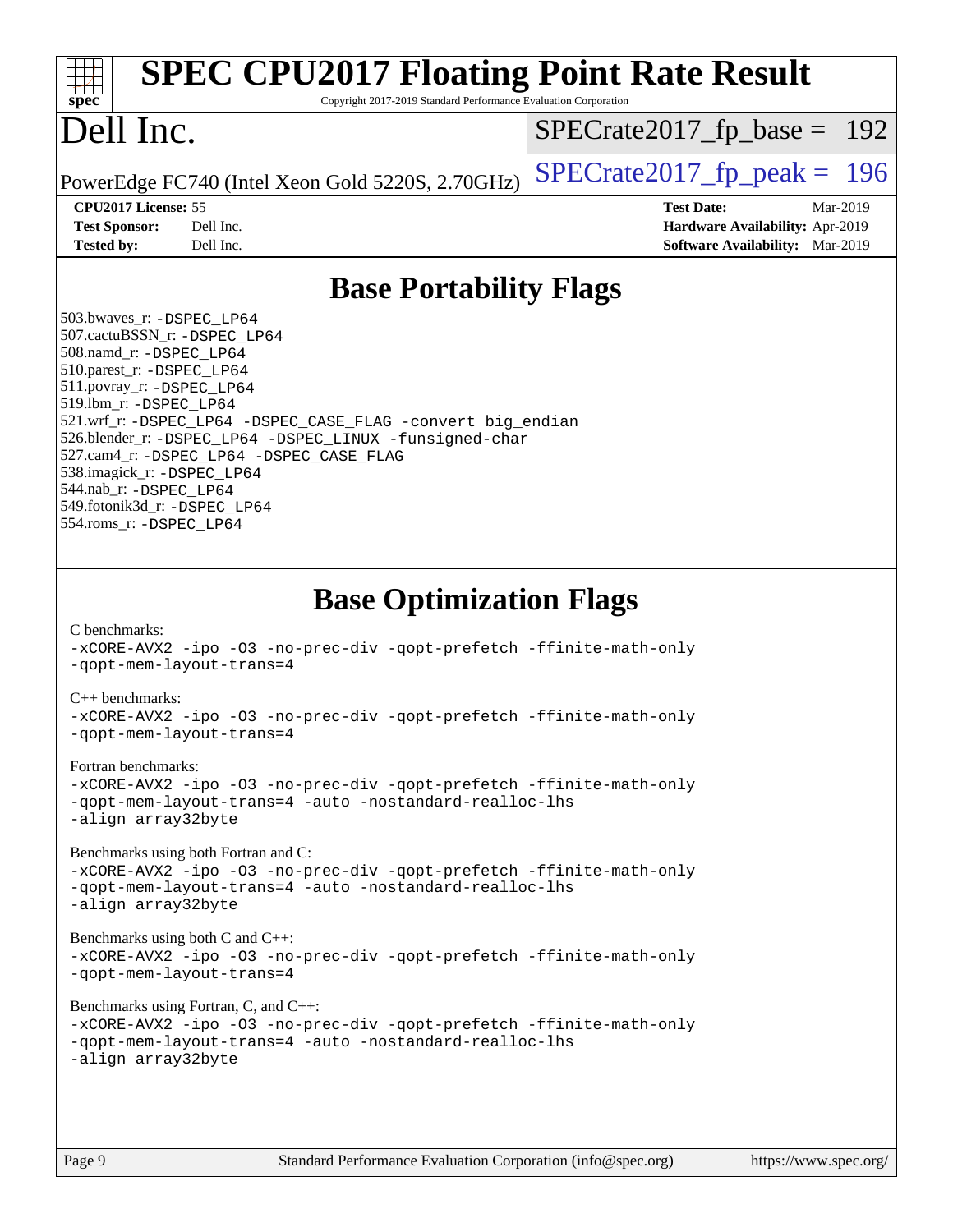# SPEC CPU2017 Floating Point Rate Result

Copyright 2017-2019 Standard Performance Evaluation Corporation

# Dell Inc.

PowerEdge FC740 (Intel Xeon Gold 5220S, 2.70GHz)

SPECrate2017_fp_base = 192

SPECrate2017_fp_peak = 196

| | | | |
|---|---|---|---|
| **CPU2017 License:** | 55 | **Test Date:** | Mar-2019 |
| **Test Sponsor:** | Dell Inc. | **Hardware Availability:** | Apr-2019 |
| **Tested by:** | Dell Inc. | **Software Availability:** | Mar-2019 |

## Base Portability Flags

503.bwaves_r: -DSPEC_LP64
507.cactuBSSN_r: -DSPEC_LP64
508.namd_r: -DSPEC_LP64
510.parest_r: -DSPEC_LP64
511.povray_r: -DSPEC_LP64
519.lbm_r: -DSPEC_LP64
521.wrf_r: -DSPEC_LP64 -DSPEC_CASE_FLAG -convert big_endian
526.blender_r: -DSPEC_LP64 -DSPEC_LINUX -funsigned-char
527.cam4_r: -DSPEC_LP64 -DSPEC_CASE_FLAG
538.imagick_r: -DSPEC_LP64
544.nab_r: -DSPEC_LP64
549.fotonik3d_r: -DSPEC_LP64
554.roms_r: -DSPEC_LP64

## Base Optimization Flags

C benchmarks:
-xCORE-AVX2 -ipo -O3 -no-prec-div -qopt-prefetch -ffinite-math-only
-qopt-mem-layout-trans=4

C++ benchmarks:
-xCORE-AVX2 -ipo -O3 -no-prec-div -qopt-prefetch -ffinite-math-only
-qopt-mem-layout-trans=4

Fortran benchmarks:
-xCORE-AVX2 -ipo -O3 -no-prec-div -qopt-prefetch -ffinite-math-only
-qopt-mem-layout-trans=4 -auto -nostandard-realloc-lhs
-align array32byte

Benchmarks using both Fortran and C:
-xCORE-AVX2 -ipo -O3 -no-prec-div -qopt-prefetch -ffinite-math-only
-qopt-mem-layout-trans=4 -auto -nostandard-realloc-lhs
-align array32byte

Benchmarks using both C and C++:
-xCORE-AVX2 -ipo -O3 -no-prec-div -qopt-prefetch -ffinite-math-only
-qopt-mem-layout-trans=4

Benchmarks using Fortran, C, and C++:
-xCORE-AVX2 -ipo -O3 -no-prec-div -qopt-prefetch -ffinite-math-only
-qopt-mem-layout-trans=4 -auto -nostandard-realloc-lhs
-align array32byte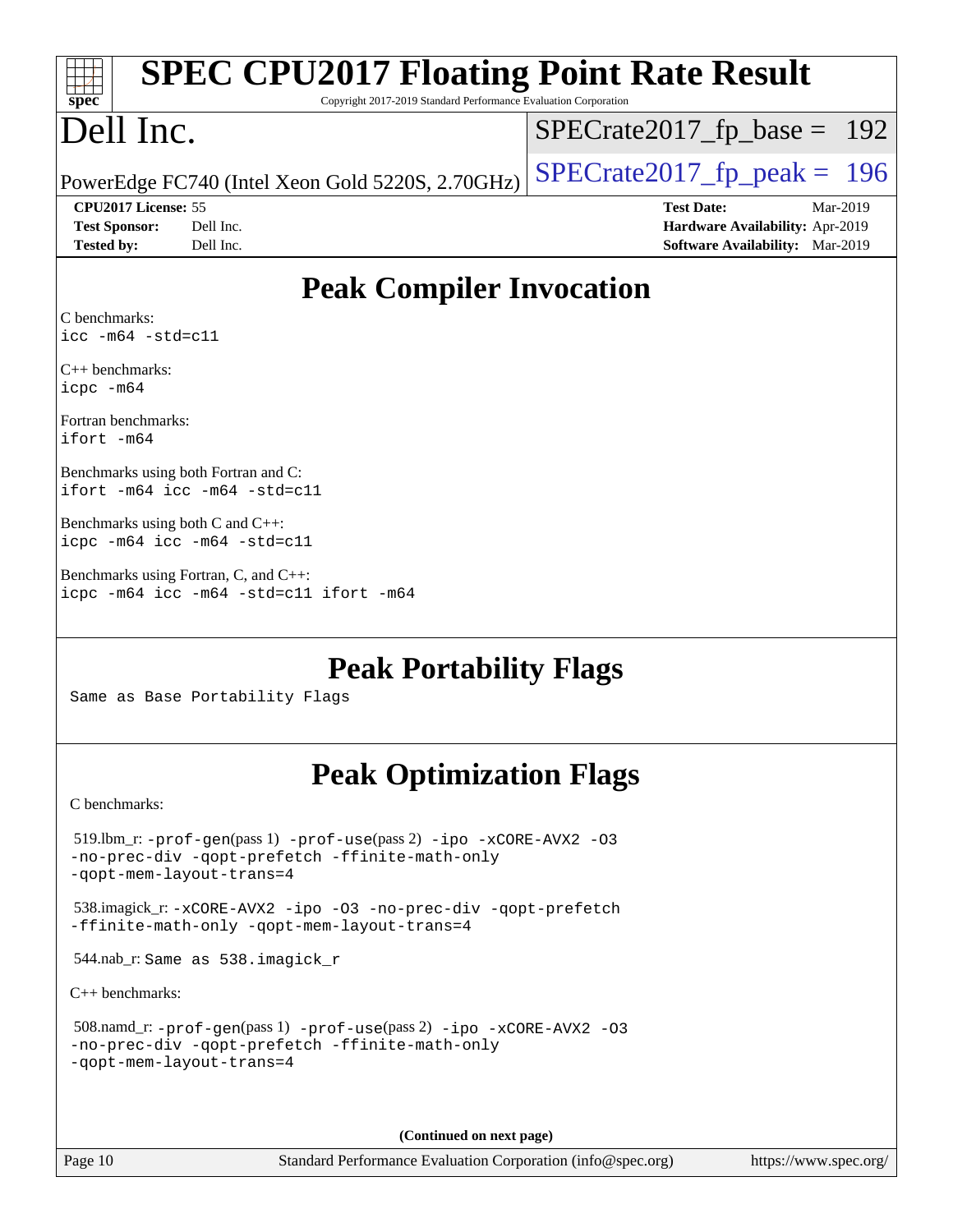# Peak Compiler Invocation

C benchmarks:
```
icc -m64 -std=c11
```

C++ benchmarks:
```
icpc -m64
```

Fortran benchmarks:
```
ifort -m64
```

Benchmarks using both Fortran and C:
```
ifort -m64 icc -m64 -std=c11
```

Benchmarks using both C and C++:
```
icpc -m64 icc -m64 -std=c11
```

Benchmarks using Fortran, C, and C++:
```
icpc -m64 icc -m64 -std=c11 ifort -m64
```

# Peak Portability Flags

Same as Base Portability Flags

# Peak Optimization Flags

C benchmarks:

519.lbm_r: -prof-gen(pass 1) -prof-use(pass 2) -ipo -xCORE-AVX2 -O3 -no-prec-div -qopt-prefetch -ffinite-math-only -qopt-mem-layout-trans=4

538.imagick_r: -xCORE-AVX2 -ipo -O3 -no-prec-div -qopt-prefetch -ffinite-math-only -qopt-mem-layout-trans=4

544.nab_r: Same as 538.imagick_r

C++ benchmarks:

508.namd_r: -prof-gen(pass 1) -prof-use(pass 2) -ipo -xCORE-AVX2 -O3 -no-prec-div -qopt-prefetch -ffinite-math-only -qopt-mem-layout-trans=4

(Continued on next page)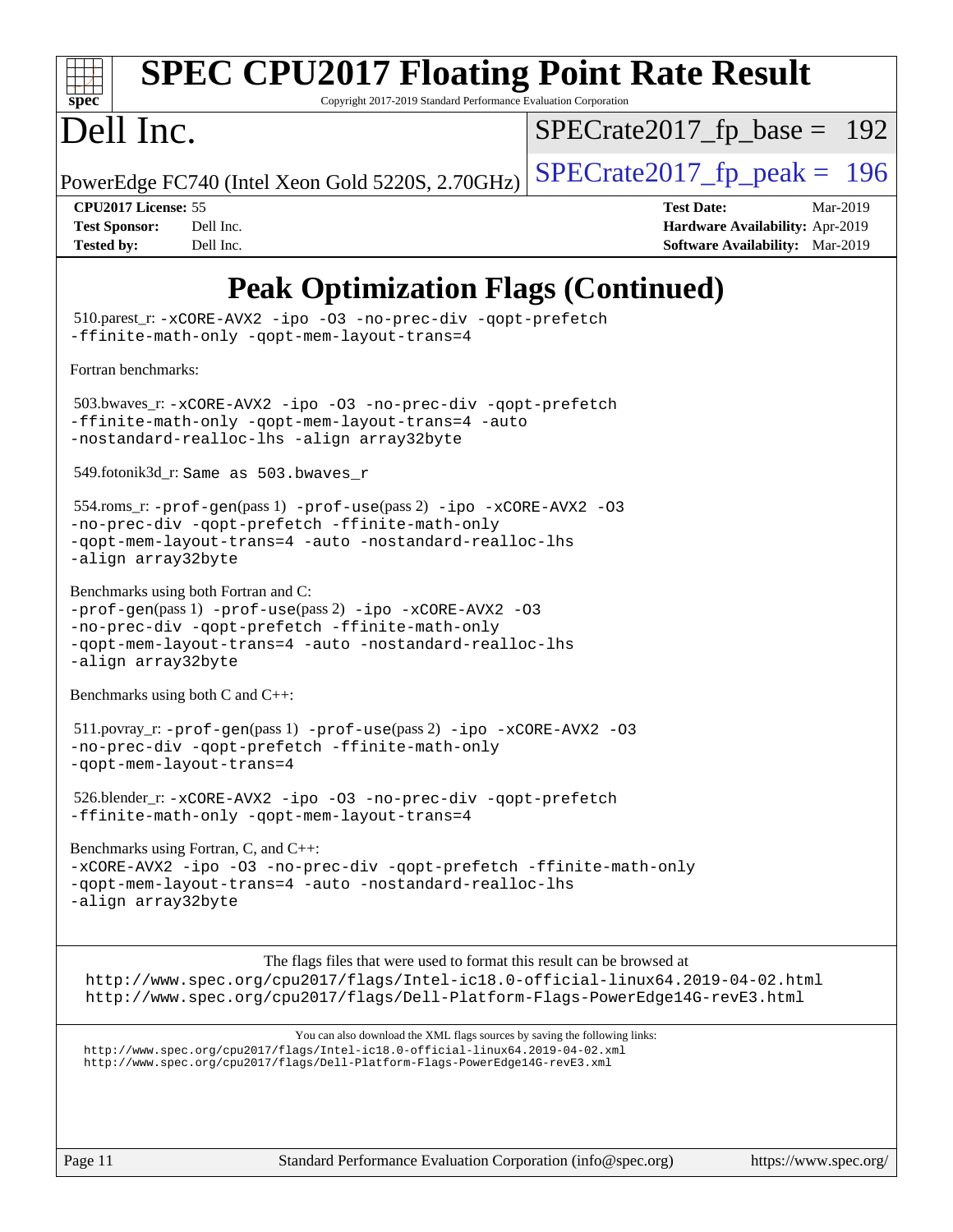# Peak Optimization Flags (Continued)

510.parest_r: `-xCORE-AVX2 -ipo -O3 -no-prec-div -qopt-prefetch -ffinite-math-only -qopt-mem-layout-trans=4`

Fortran benchmarks:

503.bwaves_r: `-xCORE-AVX2 -ipo -O3 -no-prec-div -qopt-prefetch -ffinite-math-only -qopt-mem-layout-trans=4 -auto -nostandard-realloc-lhs -align array32byte`

549.fotonik3d_r: `Same as 503.bwaves_r`

554.roms_r: `-prof-gen`(pass 1) `-prof-use`(pass 2) `-ipo -xCORE-AVX2 -O3 -no-prec-div -qopt-prefetch -ffinite-math-only -qopt-mem-layout-trans=4 -auto -nostandard-realloc-lhs -align array32byte`

Benchmarks using both Fortran and C:
`-prof-gen`(pass 1) `-prof-use`(pass 2) `-ipo -xCORE-AVX2 -O3 -no-prec-div -qopt-prefetch -ffinite-math-only -qopt-mem-layout-trans=4 -auto -nostandard-realloc-lhs -align array32byte`

Benchmarks using both C and C++:

511.povray_r: `-prof-gen`(pass 1) `-prof-use`(pass 2) `-ipo -xCORE-AVX2 -O3 -no-prec-div -qopt-prefetch -ffinite-math-only -qopt-mem-layout-trans=4`

526.blender_r: `-xCORE-AVX2 -ipo -O3 -no-prec-div -qopt-prefetch -ffinite-math-only -qopt-mem-layout-trans=4`

Benchmarks using Fortran, C, and C++:
`-xCORE-AVX2 -ipo -O3 -no-prec-div -qopt-prefetch -ffinite-math-only -qopt-mem-layout-trans=4 -auto -nostandard-realloc-lhs -align array32byte`

The flags files that were used to format this result can be browsed at
http://www.spec.org/cpu2017/flags/Intel-ic18.0-official-linux64.2019-04-02.html
http://www.spec.org/cpu2017/flags/Dell-Platform-Flags-PowerEdge14G-revE3.html

You can also download the XML flags sources by saving the following links:
http://www.spec.org/cpu2017/flags/Intel-ic18.0-official-linux64.2019-04-02.xml
http://www.spec.org/cpu2017/flags/Dell-Platform-Flags-PowerEdge14G-revE3.xml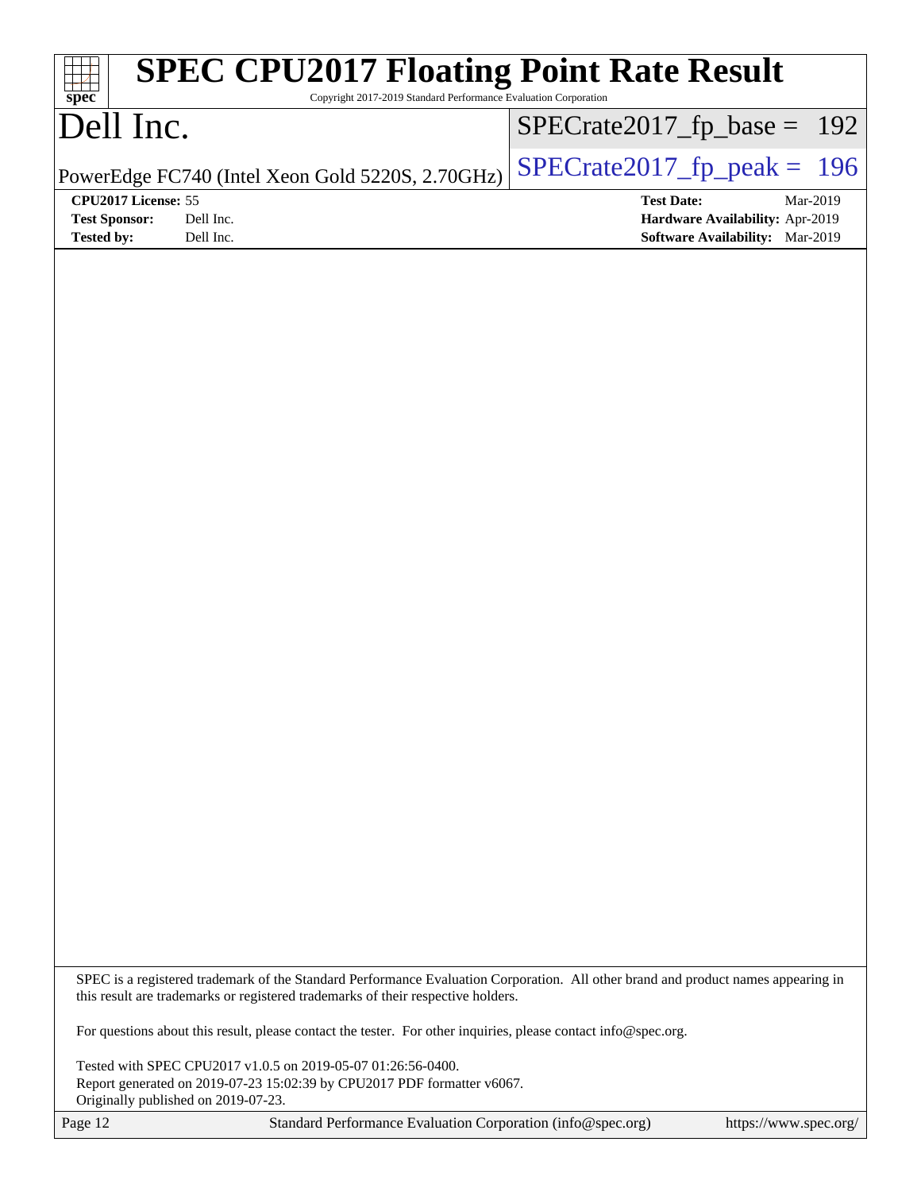SPEC is a registered trademark of the Standard Performance Evaluation Corporation. All other brand and product names appearing in this result are trademarks or registered trademarks of their respective holders.

For questions about this result, please contact the tester. For other inquiries, please contact info@spec.org.

Tested with SPEC CPU2017 v1.0.5 on 2019-05-07 01:26:56-0400.
Report generated on 2019-07-23 15:02:39 by CPU2017 PDF formatter v6067.
Originally published on 2019-07-23.